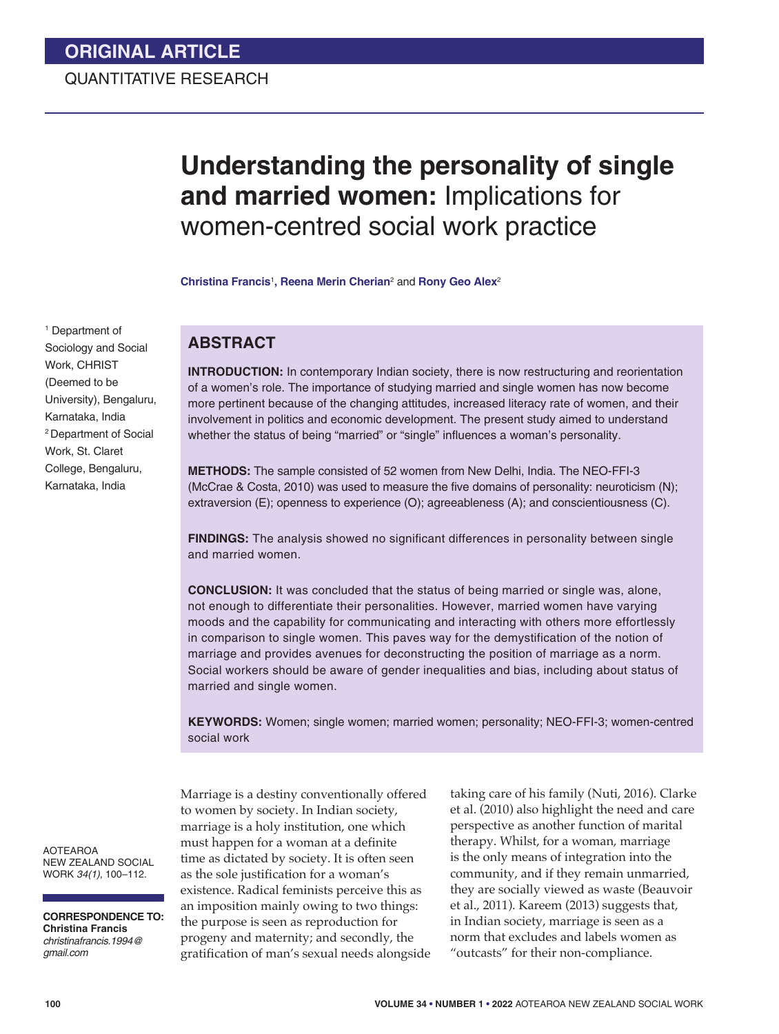ORIGINAL ARTICLE

QUANTITATIVE RESEARCH

# **Understanding the personality of single and married women:** Implications for women-centred social work practice

**Christina Francis**[1], **Reena Merin Cherian**[2] and **Rony Geo Alex**[2]

[1] Department of Sociology and Social Work, CHRIST (Deemed to be University), Bengaluru, Karnataka, India

[2] Department of Social Work, St. Claret College, Bengaluru, Karnataka, India

## ABSTRACT

**INTRODUCTION:** In contemporary Indian society, there is now restructuring and reorientation of a women's role. The importance of studying married and single women has now become more pertinent because of the changing attitudes, increased literacy rate of women, and their involvement in politics and economic development. The present study aimed to understand whether the status of being "married" or "single" influences a woman's personality.

**METHODS:** The sample consisted of 52 women from New Delhi, India. The NEO-FFI-3 (McCrae & Costa, 2010) was used to measure the five domains of personality: neuroticism (N); extraversion (E); openness to experience (O); agreeableness (A); and conscientiousness (C).

**FINDINGS:** The analysis showed no significant differences in personality between single and married women.

**CONCLUSION:** It was concluded that the status of being married or single was, alone, not enough to differentiate their personalities. However, married women have varying moods and the capability for communicating and interacting with others more effortlessly in comparison to single women. This paves way for the demystification of the notion of marriage and provides avenues for deconstructing the position of marriage as a norm. Social workers should be aware of gender inequalities and bias, including about status of married and single women.

**KEYWORDS:** Women; single women; married women; personality; NEO-FFI-3; women-centred social work

AOTEAROA NEW ZEALAND SOCIAL WORK *34(1)*, 100–112.

**CORRESPONDENCE TO:**
**Christina Francis**
*christinafrancis.1994@gmail.com*

Marriage is a destiny conventionally offered to women by society. In Indian society, marriage is a holy institution, one which must happen for a woman at a definite time as dictated by society. It is often seen as the sole justification for a woman's existence. Radical feminists perceive this as an imposition mainly owing to two things: the purpose is seen as reproduction for progeny and maternity; and secondly, the gratification of man's sexual needs alongside taking care of his family (Nuti, 2016). Clarke et al. (2010) also highlight the need and care perspective as another function of marital therapy. Whilst, for a woman, marriage is the only means of integration into the community, and if they remain unmarried, they are socially viewed as waste (Beauvoir et al., 2011). Kareem (2013) suggests that, in Indian society, marriage is seen as a norm that excludes and labels women as "outcasts" for their non-compliance.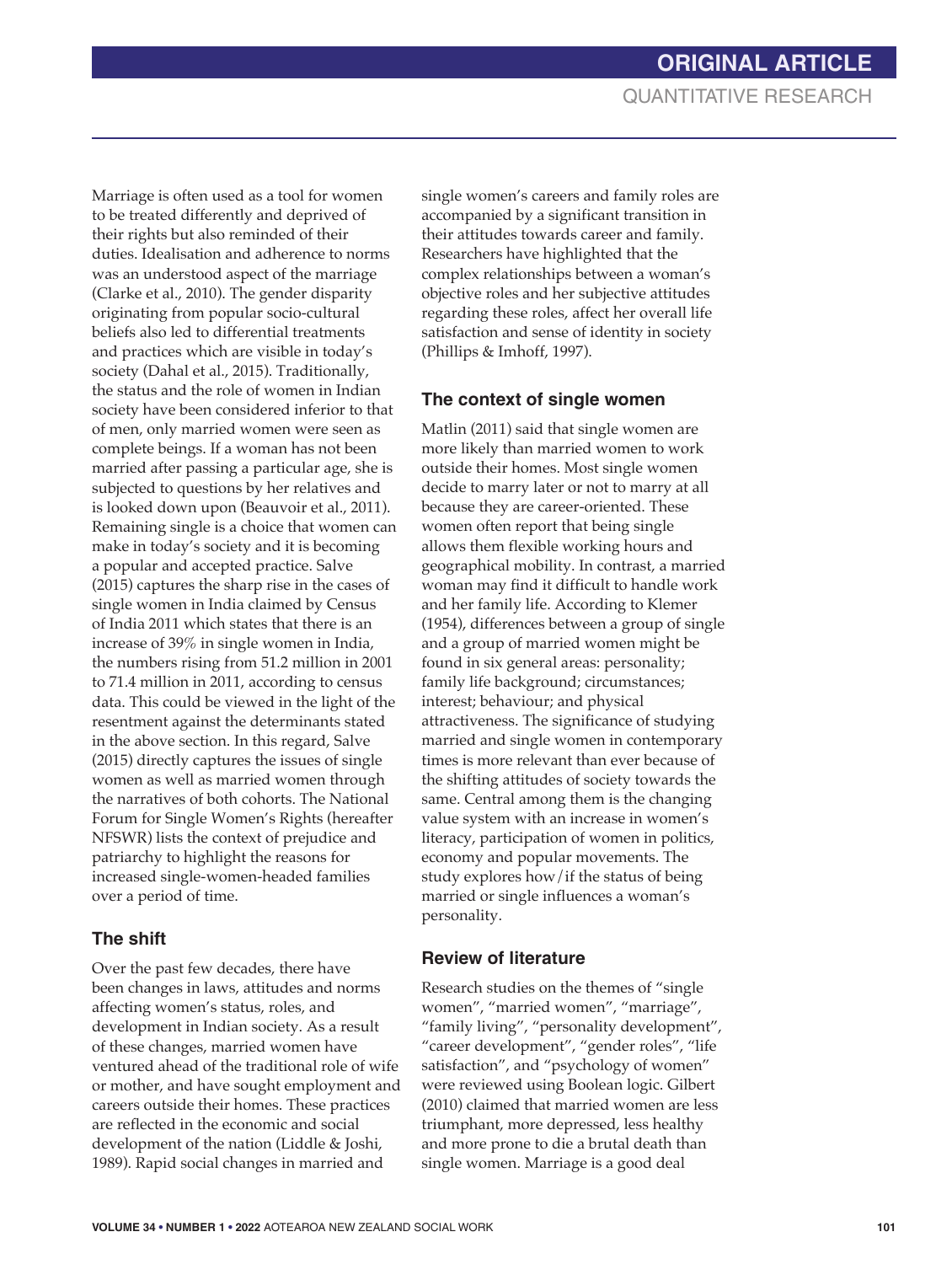Marriage is often used as a tool for women to be treated differently and deprived of their rights but also reminded of their duties. Idealisation and adherence to norms was an understood aspect of the marriage (Clarke et al., 2010). The gender disparity originating from popular socio-cultural beliefs also led to differential treatments and practices which are visible in today's society (Dahal et al., 2015). Traditionally, the status and the role of women in Indian society have been considered inferior to that of men, only married women were seen as complete beings. If a woman has not been married after passing a particular age, she is subjected to questions by her relatives and is looked down upon (Beauvoir et al., 2011). Remaining single is a choice that women can make in today's society and it is becoming a popular and accepted practice. Salve (2015) captures the sharp rise in the cases of single women in India claimed by Census of India 2011 which states that there is an increase of 39% in single women in India, the numbers rising from 51.2 million in 2001 to 71.4 million in 2011, according to census data. This could be viewed in the light of the resentment against the determinants stated in the above section. In this regard, Salve (2015) directly captures the issues of single women as well as married women through the narratives of both cohorts. The National Forum for Single Women's Rights (hereafter NFSWR) lists the context of prejudice and patriarchy to highlight the reasons for increased single-women-headed families over a period of time.

## The shift

Over the past few decades, there have been changes in laws, attitudes and norms affecting women's status, roles, and development in Indian society. As a result of these changes, married women have ventured ahead of the traditional role of wife or mother, and have sought employment and careers outside their homes. These practices are reflected in the economic and social development of the nation (Liddle & Joshi, 1989). Rapid social changes in married and single women's careers and family roles are accompanied by a significant transition in their attitudes towards career and family. Researchers have highlighted that the complex relationships between a woman's objective roles and her subjective attitudes regarding these roles, affect her overall life satisfaction and sense of identity in society (Phillips & Imhoff, 1997).

## The context of single women

Matlin (2011) said that single women are more likely than married women to work outside their homes. Most single women decide to marry later or not to marry at all because they are career-oriented. These women often report that being single allows them flexible working hours and geographical mobility. In contrast, a married woman may find it difficult to handle work and her family life. According to Klemer (1954), differences between a group of single and a group of married women might be found in six general areas: personality; family life background; circumstances; interest; behaviour; and physical attractiveness. The significance of studying married and single women in contemporary times is more relevant than ever because of the shifting attitudes of society towards the same. Central among them is the changing value system with an increase in women's literacy, participation of women in politics, economy and popular movements. The study explores how/if the status of being married or single influences a woman's personality.

## Review of literature

Research studies on the themes of "single women", "married women", "marriage", "family living", "personality development", "career development", "gender roles", "life satisfaction", and "psychology of women" were reviewed using Boolean logic. Gilbert (2010) claimed that married women are less triumphant, more depressed, less healthy and more prone to die a brutal death than single women. Marriage is a good deal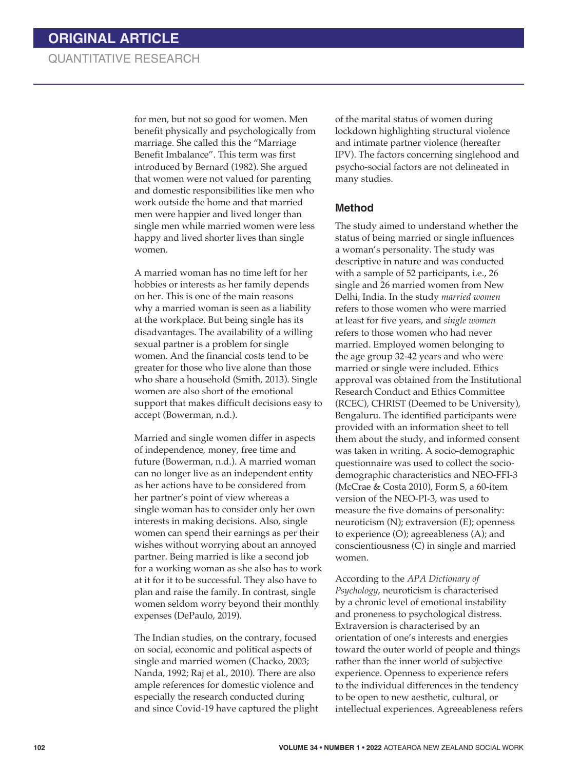for men, but not so good for women. Men benefit physically and psychologically from marriage. She called this the "Marriage Benefit Imbalance". This term was first introduced by Bernard (1982). She argued that women were not valued for parenting and domestic responsibilities like men who work outside the home and that married men were happier and lived longer than single men while married women were less happy and lived shorter lives than single women.

A married woman has no time left for her hobbies or interests as her family depends on her. This is one of the main reasons why a married woman is seen as a liability at the workplace. But being single has its disadvantages. The availability of a willing sexual partner is a problem for single women. And the financial costs tend to be greater for those who live alone than those who share a household (Smith, 2013). Single women are also short of the emotional support that makes difficult decisions easy to accept (Bowerman, n.d.).

Married and single women differ in aspects of independence, money, free time and future (Bowerman, n.d.). A married woman can no longer live as an independent entity as her actions have to be considered from her partner's point of view whereas a single woman has to consider only her own interests in making decisions. Also, single women can spend their earnings as per their wishes without worrying about an annoyed partner. Being married is like a second job for a working woman as she also has to work at it for it to be successful. They also have to plan and raise the family. In contrast, single women seldom worry beyond their monthly expenses (DePaulo, 2019).

The Indian studies, on the contrary, focused on social, economic and political aspects of single and married women (Chacko, 2003; Nanda, 1992; Raj et al., 2010). There are also ample references for domestic violence and especially the research conducted during and since Covid-19 have captured the plight of the marital status of women during lockdown highlighting structural violence and intimate partner violence (hereafter IPV). The factors concerning singlehood and psycho-social factors are not delineated in many studies.

## Method

The study aimed to understand whether the status of being married or single influences a woman's personality. The study was descriptive in nature and was conducted with a sample of 52 participants, i.e., 26 single and 26 married women from New Delhi, India. In the study *married women* refers to those women who were married at least for five years, and *single women* refers to those women who had never married. Employed women belonging to the age group 32-42 years and who were married or single were included. Ethics approval was obtained from the Institutional Research Conduct and Ethics Committee (RCEC), CHRIST (Deemed to be University), Bengaluru. The identified participants were provided with an information sheet to tell them about the study, and informed consent was taken in writing. A socio-demographic questionnaire was used to collect the socio-demographic characteristics and NEO-FFI-3 (McCrae & Costa 2010), Form S, a 60-item version of the NEO-PI-3, was used to measure the five domains of personality: neuroticism (N); extraversion (E); openness to experience (O); agreeableness (A); and conscientiousness (C) in single and married women.

According to the *APA Dictionary of Psychology*, neuroticism is characterised by a chronic level of emotional instability and proneness to psychological distress. Extraversion is characterised by an orientation of one's interests and energies toward the outer world of people and things rather than the inner world of subjective experience. Openness to experience refers to the individual differences in the tendency to be open to new aesthetic, cultural, or intellectual experiences. Agreeableness refers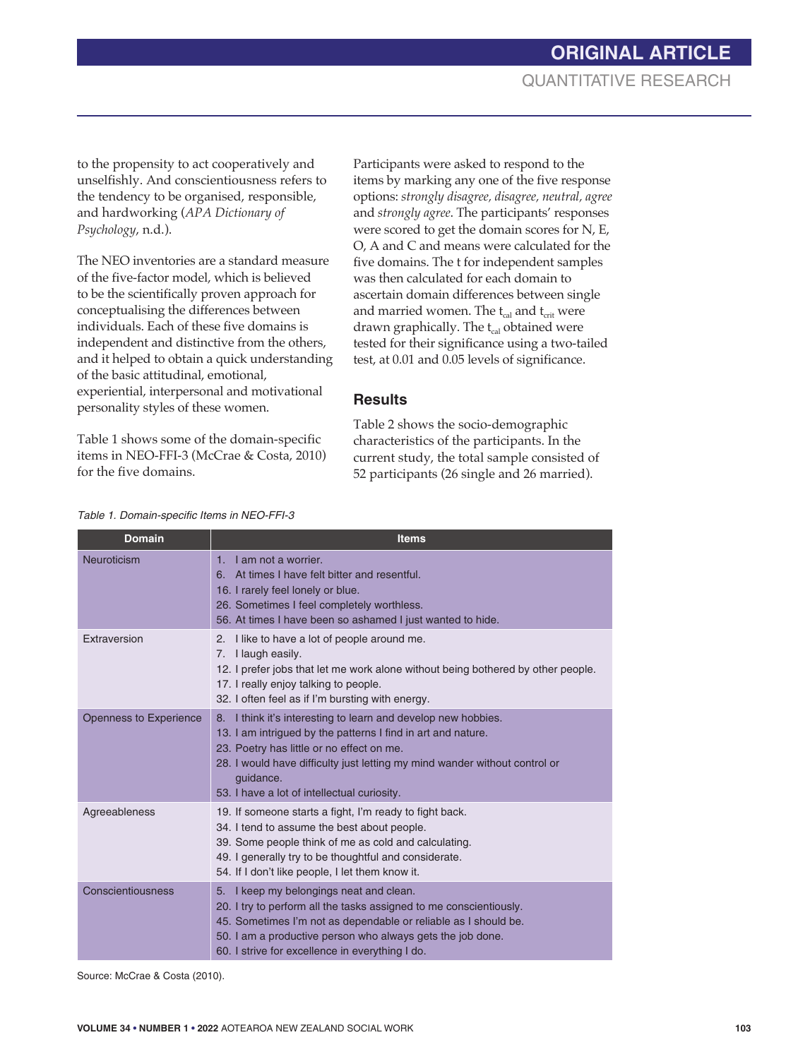to the propensity to act cooperatively and unselfishly. And conscientiousness refers to the tendency to be organised, responsible, and hardworking (*APA Dictionary of Psychology*, n.d.).

The NEO inventories are a standard measure of the five-factor model, which is believed to be the scientifically proven approach for conceptualising the differences between individuals. Each of these five domains is independent and distinctive from the others, and it helped to obtain a quick understanding of the basic attitudinal, emotional, experiential, interpersonal and motivational personality styles of these women.

Table 1 shows some of the domain-specific items in NEO-FFI-3 (McCrae & Costa, 2010) for the five domains.

Participants were asked to respond to the items by marking any one of the five response options: *strongly disagree, disagree, neutral, agree* and *strongly agree*. The participants' responses were scored to get the domain scores for N, E, O, A and C and means were calculated for the five domains. The t for independent samples was then calculated for each domain to ascertain domain differences between single and married women. The $t_{cal}$ and $t_{crit}$ were drawn graphically. The $t_{cal}$ obtained were tested for their significance using a two-tailed test, at 0.01 and 0.05 levels of significance.

## Results

Table 2 shows the socio-demographic characteristics of the participants. In the current study, the total sample consisted of 52 participants (26 single and 26 married).

*Table 1. Domain-specific Items in NEO-FFI-3*

| Domain | Items |
|---|---|
| Neuroticism | 1. I am not a worrier.<br>6. At times I have felt bitter and resentful.<br>16. I rarely feel lonely or blue.<br>26. Sometimes I feel completely worthless.<br>56. At times I have been so ashamed I just wanted to hide. |
| Extraversion | 2. I like to have a lot of people around me.<br>7. I laugh easily.<br>12. I prefer jobs that let me work alone without being bothered by other people.<br>17. I really enjoy talking to people.<br>32. I often feel as if I'm bursting with energy. |
| Openness to Experience | 8. I think it's interesting to learn and develop new hobbies.<br>13. I am intrigued by the patterns I find in art and nature.<br>23. Poetry has little or no effect on me.<br>28. I would have difficulty just letting my mind wander without control or guidance.<br>53. I have a lot of intellectual curiosity. |
| Agreeableness | 19. If someone starts a fight, I'm ready to fight back.<br>34. I tend to assume the best about people.<br>39. Some people think of me as cold and calculating.<br>49. I generally try to be thoughtful and considerate.<br>54. If I don't like people, I let them know it. |
| Conscientiousness | 5. I keep my belongings neat and clean.<br>20. I try to perform all the tasks assigned to me conscientiously.<br>45. Sometimes I'm not as dependable or reliable as I should be.<br>50. I am a productive person who always gets the job done.<br>60. I strive for excellence in everything I do. |

Source: McCrae & Costa (2010).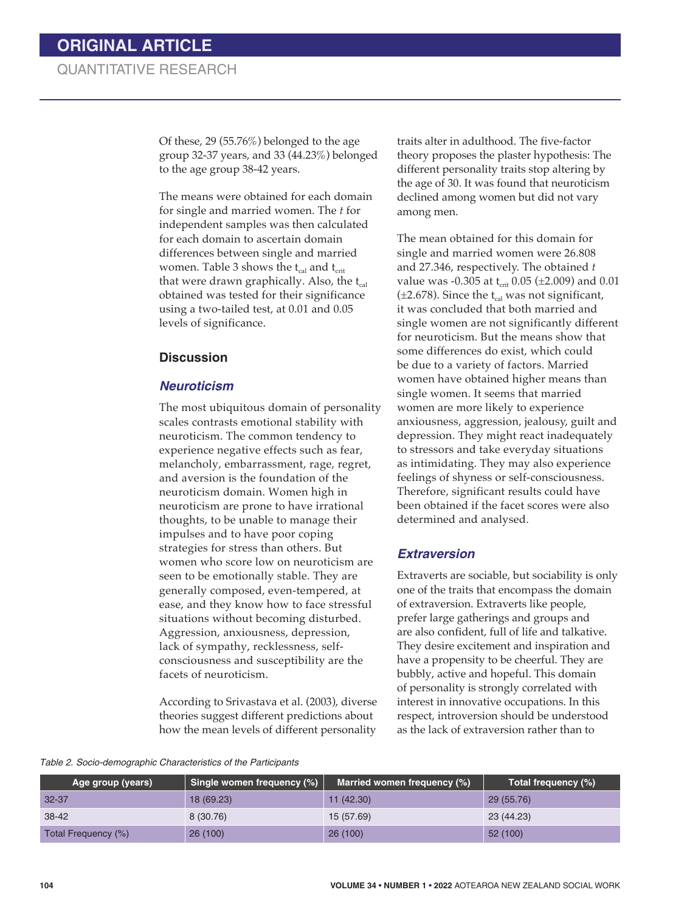Of these, 29 (55.76%) belonged to the age group 32-37 years, and 33 (44.23%) belonged to the age group 38-42 years.

The means were obtained for each domain for single and married women. The *t* for independent samples was then calculated for each domain to ascertain domain differences between single and married women. Table 3 shows the $t_{cal}$ and $t_{crit}$ that were drawn graphically. Also, the $t_{cal}$ obtained was tested for their significance using a two-tailed test, at 0.01 and 0.05 levels of significance.

## Discussion

### *Neuroticism*

The most ubiquitous domain of personality scales contrasts emotional stability with neuroticism. The common tendency to experience negative effects such as fear, melancholy, embarrassment, rage, regret, and aversion is the foundation of the neuroticism domain. Women high in neuroticism are prone to have irrational thoughts, to be unable to manage their impulses and to have poor coping strategies for stress than others. But women who score low on neuroticism are seen to be emotionally stable. They are generally composed, even-tempered, at ease, and they know how to face stressful situations without becoming disturbed. Aggression, anxiousness, depression, lack of sympathy, recklessness, self-consciousness and susceptibility are the facets of neuroticism.

According to Srivastava et al. (2003), diverse theories suggest different predictions about how the mean levels of different personality traits alter in adulthood. The five-factor theory proposes the plaster hypothesis: The different personality traits stop altering by the age of 30. It was found that neuroticism declined among women but did not vary among men.

The mean obtained for this domain for single and married women were 26.808 and 27.346, respectively. The obtained *t* value was -0.305 at $t_{crit}$ 0.05 (±2.009) and 0.01 (±2.678). Since the $t_{cal}$ was not significant, it was concluded that both married and single women are not significantly different for neuroticism. But the means show that some differences do exist, which could be due to a variety of factors. Married women have obtained higher means than single women. It seems that married women are more likely to experience anxiousness, aggression, jealousy, guilt and depression. They might react inadequately to stressors and take everyday situations as intimidating. They may also experience feelings of shyness or self-consciousness. Therefore, significant results could have been obtained if the facet scores were also determined and analysed.

### *Extraversion*

Extraverts are sociable, but sociability is only one of the traits that encompass the domain of extraversion. Extraverts like people, prefer large gatherings and groups and are also confident, full of life and talkative. They desire excitement and inspiration and have a propensity to be cheerful. They are bubbly, active and hopeful. This domain of personality is strongly correlated with interest in innovative occupations. In this respect, introversion should be understood as the lack of extraversion rather than to

*Table 2. Socio-demographic Characteristics of the Participants*

| Age group (years) | Single women frequency (%) | Married women frequency (%) | Total frequency (%) |
|---|---|---|---|
| 32-37 | 18 (69.23) | 11 (42.30) | 29 (55.76) |
| 38-42 | 8 (30.76) | 15 (57.69) | 23 (44.23) |
| Total Frequency (%) | 26 (100) | 26 (100) | 52 (100) |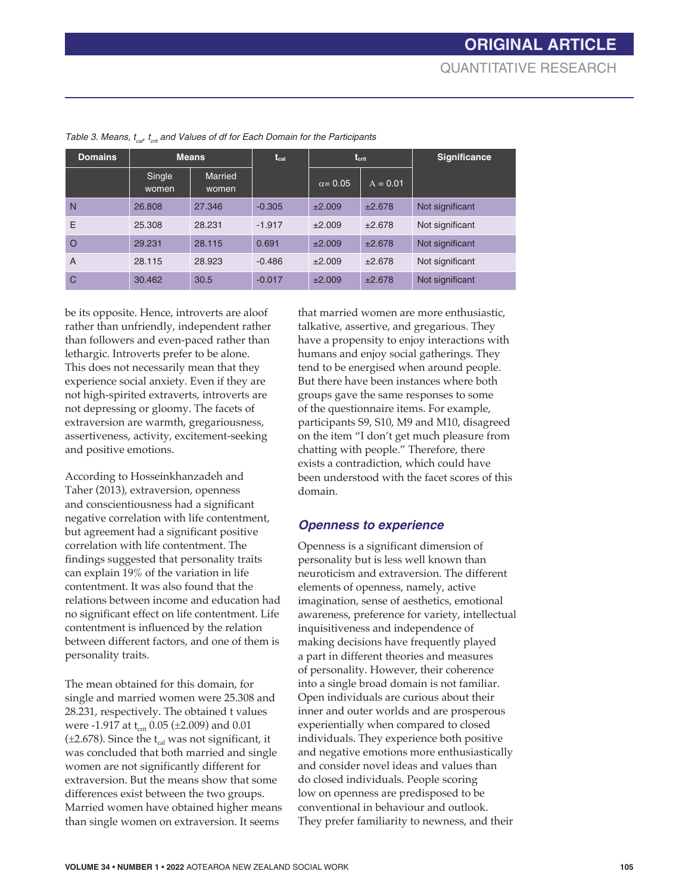*Table 3. Means, $t_{cal}$, $t_{crit}$ and Values of df for Each Domain for the Participants*

| Domains | Means | | $t_{cal}$ | $t_{crit}$ | | Significance |
|---|---|---|---|---|---|---|
| | Single women | Married women | | $\alpha = 0.05$ | A = 0.01 | |
| N | 26.808 | 27.346 | -0.305 | ±2.009 | ±2.678 | Not significant |
| E | 25.308 | 28.231 | -1.917 | ±2.009 | ±2.678 | Not significant |
| O | 29.231 | 28.115 | 0.691 | ±2.009 | ±2.678 | Not significant |
| A | 28.115 | 28.923 | -0.486 | ±2.009 | ±2.678 | Not significant |
| C | 30.462 | 30.5 | -0.017 | ±2.009 | ±2.678 | Not significant |

be its opposite. Hence, introverts are aloof rather than unfriendly, independent rather than followers and even-paced rather than lethargic. Introverts prefer to be alone. This does not necessarily mean that they experience social anxiety. Even if they are not high-spirited extraverts, introverts are not depressing or gloomy. The facets of extraversion are warmth, gregariousness, assertiveness, activity, excitement-seeking and positive emotions.

According to Hosseinkhanzadeh and Taher (2013), extraversion, openness and conscientiousness had a significant negative correlation with life contentment, but agreement had a significant positive correlation with life contentment. The findings suggested that personality traits can explain 19% of the variation in life contentment. It was also found that the relations between income and education had no significant effect on life contentment. Life contentment is influenced by the relation between different factors, and one of them is personality traits.

The mean obtained for this domain, for single and married women were 25.308 and 28.231, respectively. The obtained t values were -1.917 at $t_{crit}$ 0.05 (±2.009) and 0.01 (±2.678). Since the $t_{cal}$ was not significant, it was concluded that both married and single women are not significantly different for extraversion. But the means show that some differences exist between the two groups. Married women have obtained higher means than single women on extraversion. It seems that married women are more enthusiastic, talkative, assertive, and gregarious. They have a propensity to enjoy interactions with humans and enjoy social gatherings. They tend to be energised when around people. But there have been instances where both groups gave the same responses to some of the questionnaire items. For example, participants S9, S10, M9 and M10, disagreed on the item "I don't get much pleasure from chatting with people." Therefore, there exists a contradiction, which could have been understood with the facet scores of this domain.

### *Openness to experience*

Openness is a significant dimension of personality but is less well known than neuroticism and extraversion. The different elements of openness, namely, active imagination, sense of aesthetics, emotional awareness, preference for variety, intellectual inquisitiveness and independence of making decisions have frequently played a part in different theories and measures of personality. However, their coherence into a single broad domain is not familiar. Open individuals are curious about their inner and outer worlds and are prosperous experientially when compared to closed individuals. They experience both positive and negative emotions more enthusiastically and consider novel ideas and values than do closed individuals. People scoring low on openness are predisposed to be conventional in behaviour and outlook. They prefer familiarity to newness, and their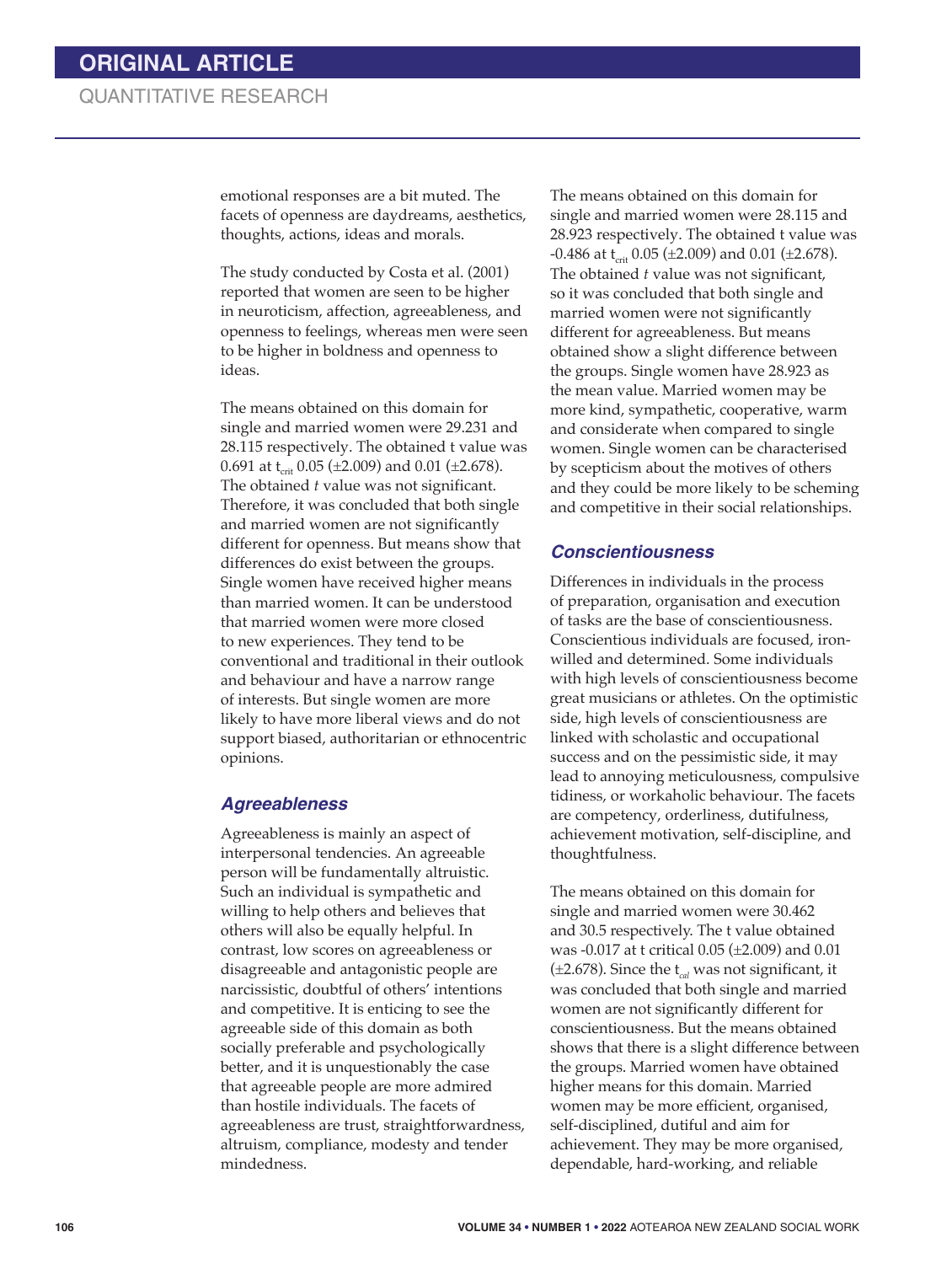emotional responses are a bit muted. The facets of openness are daydreams, aesthetics, thoughts, actions, ideas and morals.

The study conducted by Costa et al. (2001) reported that women are seen to be higher in neuroticism, affection, agreeableness, and openness to feelings, whereas men were seen to be higher in boldness and openness to ideas.

The means obtained on this domain for single and married women were 29.231 and 28.115 respectively. The obtained t value was 0.691 at $t_{crit}$ 0.05 (±2.009) and 0.01 (±2.678). The obtained *t* value was not significant. Therefore, it was concluded that both single and married women are not significantly different for openness. But means show that differences do exist between the groups. Single women have received higher means than married women. It can be understood that married women were more closed to new experiences. They tend to be conventional and traditional in their outlook and behaviour and have a narrow range of interests. But single women are more likely to have more liberal views and do not support biased, authoritarian or ethnocentric opinions.

### *Agreeableness*

Agreeableness is mainly an aspect of interpersonal tendencies. An agreeable person will be fundamentally altruistic. Such an individual is sympathetic and willing to help others and believes that others will also be equally helpful. In contrast, low scores on agreeableness or disagreeable and antagonistic people are narcissistic, doubtful of others' intentions and competitive. It is enticing to see the agreeable side of this domain as both socially preferable and psychologically better, and it is unquestionably the case that agreeable people are more admired than hostile individuals. The facets of agreeableness are trust, straightforwardness, altruism, compliance, modesty and tender mindedness.

The means obtained on this domain for single and married women were 28.115 and 28.923 respectively. The obtained t value was -0.486 at $t_{crit}$ 0.05 (±2.009) and 0.01 (±2.678). The obtained *t* value was not significant, so it was concluded that both single and married women were not significantly different for agreeableness. But means obtained show a slight difference between the groups. Single women have 28.923 as the mean value. Married women may be more kind, sympathetic, cooperative, warm and considerate when compared to single women. Single women can be characterised by scepticism about the motives of others and they could be more likely to be scheming and competitive in their social relationships.

### *Conscientiousness*

Differences in individuals in the process of preparation, organisation and execution of tasks are the base of conscientiousness. Conscientious individuals are focused, iron-willed and determined. Some individuals with high levels of conscientiousness become great musicians or athletes. On the optimistic side, high levels of conscientiousness are linked with scholastic and occupational success and on the pessimistic side, it may lead to annoying meticulousness, compulsive tidiness, or workaholic behaviour. The facets are competency, orderliness, dutifulness, achievement motivation, self-discipline, and thoughtfulness.

The means obtained on this domain for single and married women were 30.462 and 30.5 respectively. The t value obtained was -0.017 at t critical 0.05 (±2.009) and 0.01 (±2.678). Since the $t_{cal}$ was not significant, it was concluded that both single and married women are not significantly different for conscientiousness. But the means obtained shows that there is a slight difference between the groups. Married women have obtained higher means for this domain. Married women may be more efficient, organised, self-disciplined, dutiful and aim for achievement. They may be more organised, dependable, hard-working, and reliable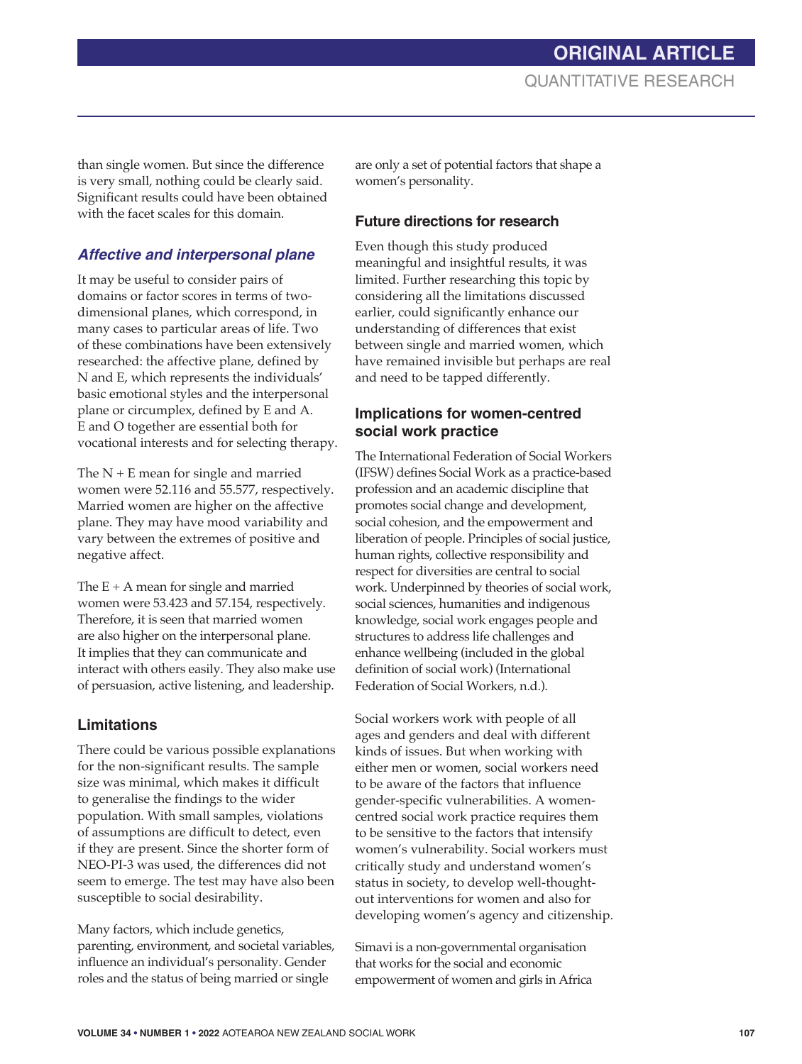than single women. But since the difference is very small, nothing could be clearly said. Significant results could have been obtained with the facet scales for this domain.

### *Affective and interpersonal plane*

It may be useful to consider pairs of domains or factor scores in terms of two-dimensional planes, which correspond, in many cases to particular areas of life. Two of these combinations have been extensively researched: the affective plane, defined by N and E, which represents the individuals' basic emotional styles and the interpersonal plane or circumplex, defined by E and A. E and O together are essential both for vocational interests and for selecting therapy.

The N + E mean for single and married women were 52.116 and 55.577, respectively. Married women are higher on the affective plane. They may have mood variability and vary between the extremes of positive and negative affect.

The E + A mean for single and married women were 53.423 and 57.154, respectively. Therefore, it is seen that married women are also higher on the interpersonal plane. It implies that they can communicate and interact with others easily. They also make use of persuasion, active listening, and leadership.

## Limitations

There could be various possible explanations for the non-significant results. The sample size was minimal, which makes it difficult to generalise the findings to the wider population. With small samples, violations of assumptions are difficult to detect, even if they are present. Since the shorter form of NEO-PI-3 was used, the differences did not seem to emerge. The test may have also been susceptible to social desirability.

Many factors, which include genetics, parenting, environment, and societal variables, influence an individual's personality. Gender roles and the status of being married or single are only a set of potential factors that shape a women's personality.

## Future directions for research

Even though this study produced meaningful and insightful results, it was limited. Further researching this topic by considering all the limitations discussed earlier, could significantly enhance our understanding of differences that exist between single and married women, which have remained invisible but perhaps are real and need to be tapped differently.

## Implications for women-centred social work practice

The International Federation of Social Workers (IFSW) defines Social Work as a practice-based profession and an academic discipline that promotes social change and development, social cohesion, and the empowerment and liberation of people. Principles of social justice, human rights, collective responsibility and respect for diversities are central to social work. Underpinned by theories of social work, social sciences, humanities and indigenous knowledge, social work engages people and structures to address life challenges and enhance wellbeing (included in the global definition of social work) (International Federation of Social Workers, n.d.).

Social workers work with people of all ages and genders and deal with different kinds of issues. But when working with either men or women, social workers need to be aware of the factors that influence gender-specific vulnerabilities. A women-centred social work practice requires them to be sensitive to the factors that intensify women's vulnerability. Social workers must critically study and understand women's status in society, to develop well-thought-out interventions for women and also for developing women's agency and citizenship.

Simavi is a non-governmental organisation that works for the social and economic empowerment of women and girls in Africa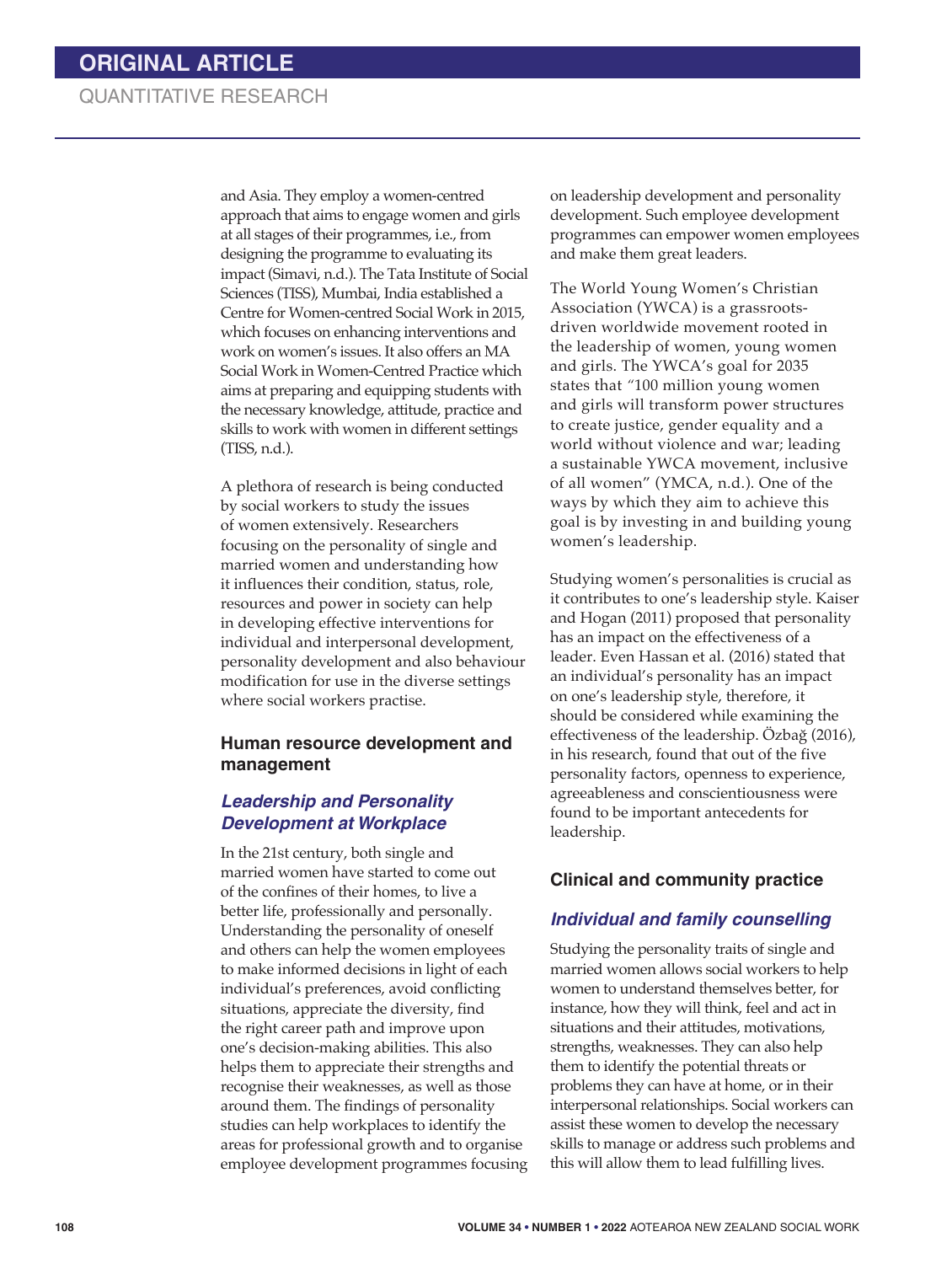and Asia. They employ a women-centred approach that aims to engage women and girls at all stages of their programmes, i.e., from designing the programme to evaluating its impact (Simavi, n.d.). The Tata Institute of Social Sciences (TISS), Mumbai, India established a Centre for Women-centred Social Work in 2015, which focuses on enhancing interventions and work on women's issues. It also offers an MA Social Work in Women-Centred Practice which aims at preparing and equipping students with the necessary knowledge, attitude, practice and skills to work with women in different settings (TISS, n.d.).

A plethora of research is being conducted by social workers to study the issues of women extensively. Researchers focusing on the personality of single and married women and understanding how it influences their condition, status, role, resources and power in society can help in developing effective interventions for individual and interpersonal development, personality development and also behaviour modification for use in the diverse settings where social workers practise.

## Human resource development and management

### *Leadership and Personality Development at Workplace*

In the 21st century, both single and married women have started to come out of the confines of their homes, to live a better life, professionally and personally. Understanding the personality of oneself and others can help the women employees to make informed decisions in light of each individual's preferences, avoid conflicting situations, appreciate the diversity, find the right career path and improve upon one's decision-making abilities. This also helps them to appreciate their strengths and recognise their weaknesses, as well as those around them. The findings of personality studies can help workplaces to identify the areas for professional growth and to organise employee development programmes focusing on leadership development and personality development. Such employee development programmes can empower women employees and make them great leaders.

The World Young Women's Christian Association (YWCA) is a grassroots-driven worldwide movement rooted in the leadership of women, young women and girls. The YWCA's goal for 2035 states that "100 million young women and girls will transform power structures to create justice, gender equality and a world without violence and war; leading a sustainable YWCA movement, inclusive of all women" (YMCA, n.d.). One of the ways by which they aim to achieve this goal is by investing in and building young women's leadership.

Studying women's personalities is crucial as it contributes to one's leadership style. Kaiser and Hogan (2011) proposed that personality has an impact on the effectiveness of a leader. Even Hassan et al. (2016) stated that an individual's personality has an impact on one's leadership style, therefore, it should be considered while examining the effectiveness of the leadership. Özbağ (2016), in his research, found that out of the five personality factors, openness to experience, agreeableness and conscientiousness were found to be important antecedents for leadership.

## Clinical and community practice

### *Individual and family counselling*

Studying the personality traits of single and married women allows social workers to help women to understand themselves better, for instance, how they will think, feel and act in situations and their attitudes, motivations, strengths, weaknesses. They can also help them to identify the potential threats or problems they can have at home, or in their interpersonal relationships. Social workers can assist these women to develop the necessary skills to manage or address such problems and this will allow them to lead fulfilling lives.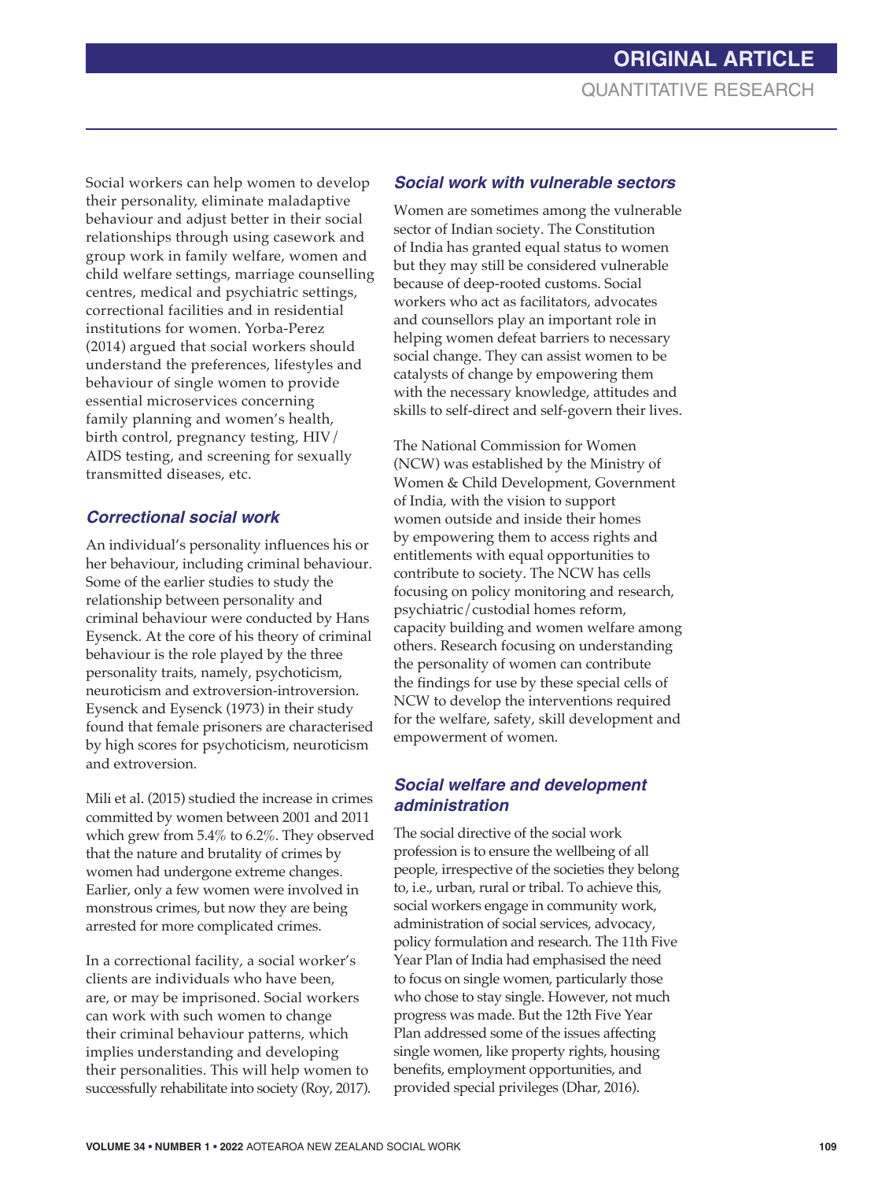Social workers can help women to develop their personality, eliminate maladaptive behaviour and adjust better in their social relationships through using casework and group work in family welfare, women and child welfare settings, marriage counselling centres, medical and psychiatric settings, correctional facilities and in residential institutions for women. Yorba-Perez (2014) argued that social workers should understand the preferences, lifestyles and behaviour of single women to provide essential microservices concerning family planning and women's health, birth control, pregnancy testing, HIV/AIDS testing, and screening for sexually transmitted diseases, etc.

### *Correctional social work*

An individual's personality influences his or her behaviour, including criminal behaviour. Some of the earlier studies to study the relationship between personality and criminal behaviour were conducted by Hans Eysenck. At the core of his theory of criminal behaviour is the role played by the three personality traits, namely, psychoticism, neuroticism and extroversion-introversion. Eysenck and Eysenck (1973) in their study found that female prisoners are characterised by high scores for psychoticism, neuroticism and extroversion.

Mili et al. (2015) studied the increase in crimes committed by women between 2001 and 2011 which grew from 5.4% to 6.2%. They observed that the nature and brutality of crimes by women had undergone extreme changes. Earlier, only a few women were involved in monstrous crimes, but now they are being arrested for more complicated crimes.

In a correctional facility, a social worker's clients are individuals who have been, are, or may be imprisoned. Social workers can work with such women to change their criminal behaviour patterns, which implies understanding and developing their personalities. This will help women to successfully rehabilitate into society (Roy, 2017).

### *Social work with vulnerable sectors*

Women are sometimes among the vulnerable sector of Indian society. The Constitution of India has granted equal status to women but they may still be considered vulnerable because of deep-rooted customs. Social workers who act as facilitators, advocates and counsellors play an important role in helping women defeat barriers to necessary social change. They can assist women to be catalysts of change by empowering them with the necessary knowledge, attitudes and skills to self-direct and self-govern their lives.

The National Commission for Women (NCW) was established by the Ministry of Women & Child Development, Government of India, with the vision to support women outside and inside their homes by empowering them to access rights and entitlements with equal opportunities to contribute to society. The NCW has cells focusing on policy monitoring and research, psychiatric/custodial homes reform, capacity building and women welfare among others. Research focusing on understanding the personality of women can contribute the findings for use by these special cells of NCW to develop the interventions required for the welfare, safety, skill development and empowerment of women.

### *Social welfare and development administration*

The social directive of the social work profession is to ensure the wellbeing of all people, irrespective of the societies they belong to, i.e., urban, rural or tribal. To achieve this, social workers engage in community work, administration of social services, advocacy, policy formulation and research. The 11th Five Year Plan of India had emphasised the need to focus on single women, particularly those who chose to stay single. However, not much progress was made. But the 12th Five Year Plan addressed some of the issues affecting single women, like property rights, housing benefits, employment opportunities, and provided special privileges (Dhar, 2016).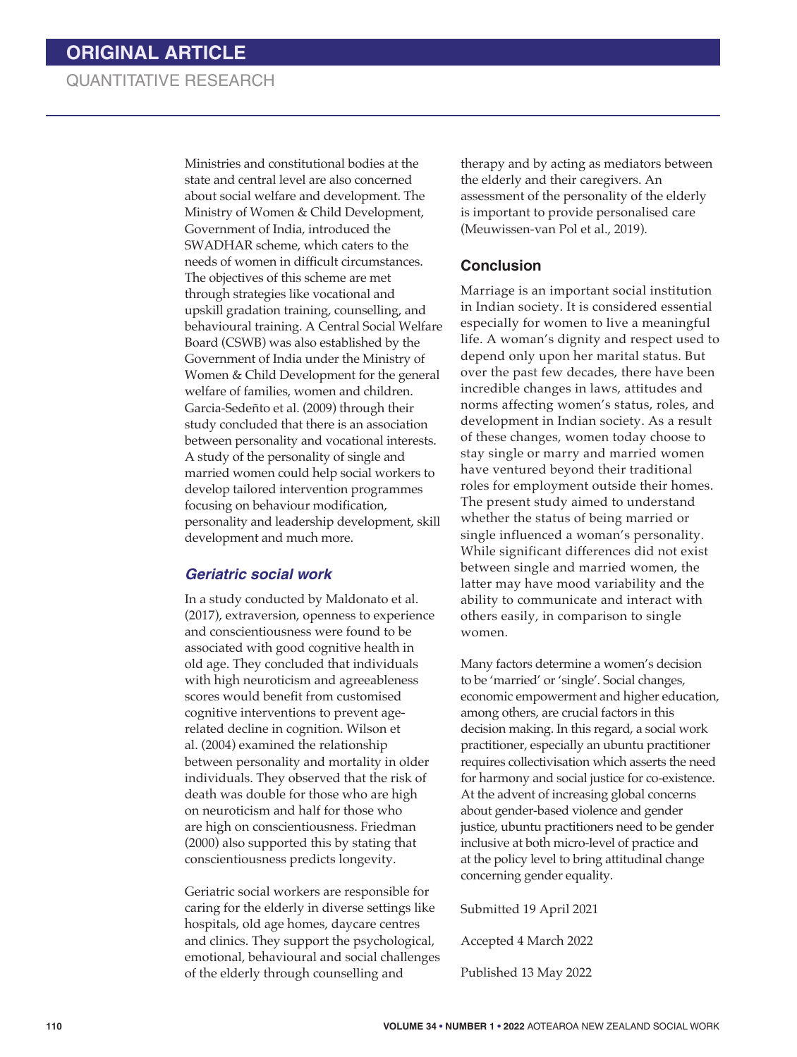Ministries and constitutional bodies at the state and central level are also concerned about social welfare and development. The Ministry of Women & Child Development, Government of India, introduced the SWADHAR scheme, which caters to the needs of women in difficult circumstances. The objectives of this scheme are met through strategies like vocational and upskill gradation training, counselling, and behavioural training. A Central Social Welfare Board (CSWB) was also established by the Government of India under the Ministry of Women & Child Development for the general welfare of families, women and children. Garcia-Sedeñto et al. (2009) through their study concluded that there is an association between personality and vocational interests. A study of the personality of single and married women could help social workers to develop tailored intervention programmes focusing on behaviour modification, personality and leadership development, skill development and much more.

### *Geriatric social work*

In a study conducted by Maldonato et al. (2017), extraversion, openness to experience and conscientiousness were found to be associated with good cognitive health in old age. They concluded that individuals with high neuroticism and agreeableness scores would benefit from customised cognitive interventions to prevent age-related decline in cognition. Wilson et al. (2004) examined the relationship between personality and mortality in older individuals. They observed that the risk of death was double for those who are high on neuroticism and half for those who are high on conscientiousness. Friedman (2000) also supported this by stating that conscientiousness predicts longevity.

Geriatric social workers are responsible for caring for the elderly in diverse settings like hospitals, old age homes, daycare centres and clinics. They support the psychological, emotional, behavioural and social challenges of the elderly through counselling and therapy and by acting as mediators between the elderly and their caregivers. An assessment of the personality of the elderly is important to provide personalised care (Meuwissen-van Pol et al., 2019).

## Conclusion

Marriage is an important social institution in Indian society. It is considered essential especially for women to live a meaningful life. A woman's dignity and respect used to depend only upon her marital status. But over the past few decades, there have been incredible changes in laws, attitudes and norms affecting women's status, roles, and development in Indian society. As a result of these changes, women today choose to stay single or marry and married women have ventured beyond their traditional roles for employment outside their homes. The present study aimed to understand whether the status of being married or single influenced a woman's personality. While significant differences did not exist between single and married women, the latter may have mood variability and the ability to communicate and interact with others easily, in comparison to single women.

Many factors determine a women's decision to be 'married' or 'single'. Social changes, economic empowerment and higher education, among others, are crucial factors in this decision making. In this regard, a social work practitioner, especially an ubuntu practitioner requires collectivisation which asserts the need for harmony and social justice for co-existence. At the advent of increasing global concerns about gender-based violence and gender justice, ubuntu practitioners need to be gender inclusive at both micro-level of practice and at the policy level to bring attitudinal change concerning gender equality.

Submitted 19 April 2021

Accepted 4 March 2022

Published 13 May 2022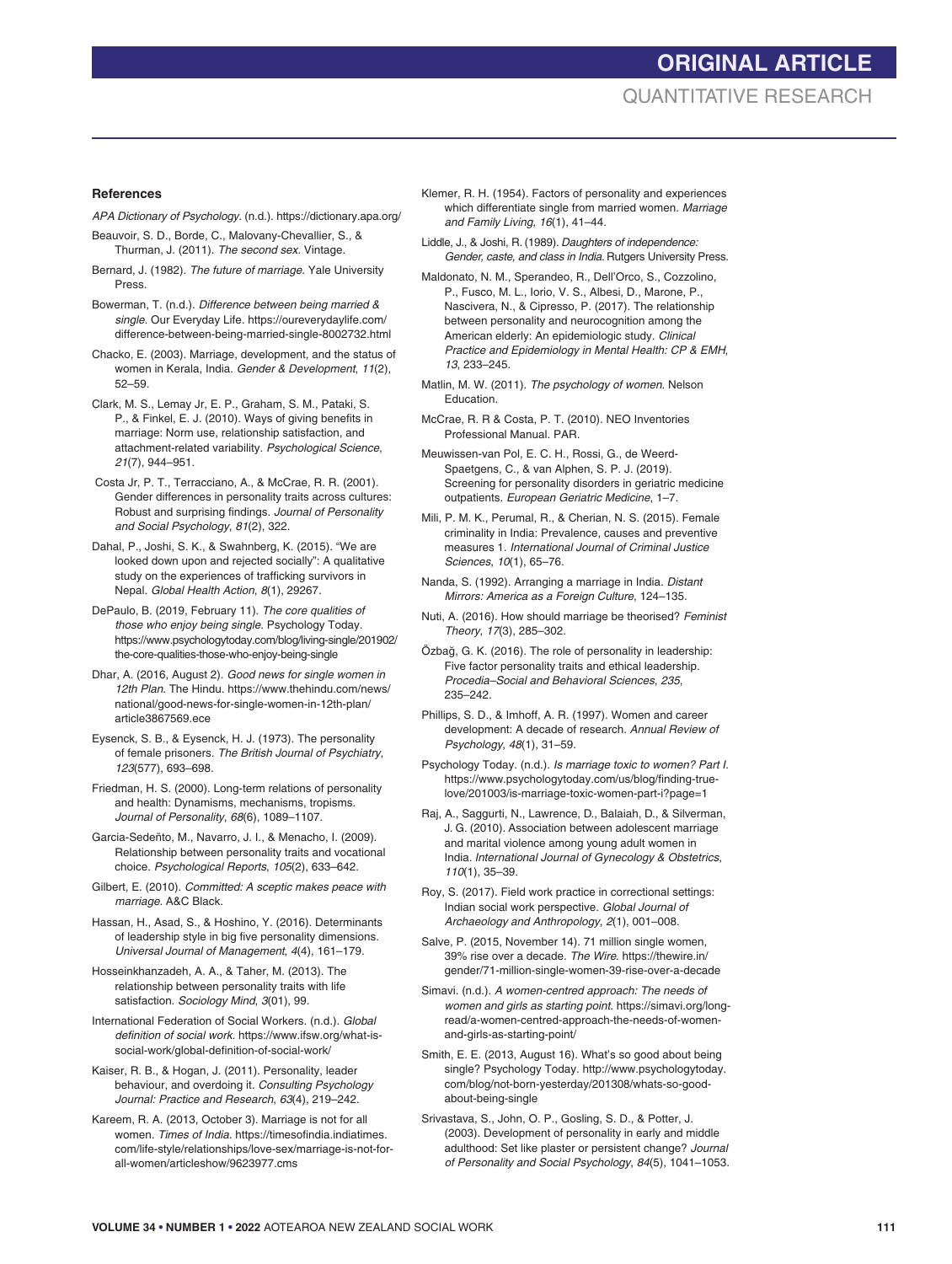## References

*APA Dictionary of Psychology.* (n.d.). https://dictionary.apa.org/

Beauvoir, S. D., Borde, C., Malovany-Chevallier, S., & Thurman, J. (2011). *The second sex.* Vintage.

Bernard, J. (1982). *The future of marriage.* Yale University Press.

Bowerman, T. (n.d.). *Difference between being married & single.* Our Everyday Life. https://oureverydaylife.com/difference-between-being-married-single-8002732.html

Chacko, E. (2003). Marriage, development, and the status of women in Kerala, India. *Gender & Development*, *11*(2), 52–59.

Clark, M. S., Lemay Jr, E. P., Graham, S. M., Pataki, S. P., & Finkel, E. J. (2010). Ways of giving benefits in marriage: Norm use, relationship satisfaction, and attachment-related variability. *Psychological Science*, *21*(7), 944–951.

Costa Jr, P. T., Terracciano, A., & McCrae, R. R. (2001). Gender differences in personality traits across cultures: Robust and surprising findings. *Journal of Personality and Social Psychology*, *81*(2), 322.

Dahal, P., Joshi, S. K., & Swahnberg, K. (2015). "We are looked down upon and rejected socially": A qualitative study on the experiences of trafficking survivors in Nepal. *Global Health Action*, *8*(1), 29267.

DePaulo, B. (2019, February 11). *The core qualities of those who enjoy being single.* Psychology Today. https://www.psychologytoday.com/blog/living-single/201902/the-core-qualities-those-who-enjoy-being-single

Dhar, A. (2016, August 2). *Good news for single women in 12th Plan.* The Hindu. https://www.thehindu.com/news/national/good-news-for-single-women-in-12th-plan/article3867569.ece

Eysenck, S. B., & Eysenck, H. J. (1973). The personality of female prisoners. *The British Journal of Psychiatry*, *123*(577), 693–698.

Friedman, H. S. (2000). Long-term relations of personality and health: Dynamisms, mechanisms, tropisms. *Journal of Personality*, *68*(6), 1089–1107.

Garcia-Sedeñto, M., Navarro, J. I., & Menacho, I. (2009). Relationship between personality traits and vocational choice. *Psychological Reports*, *105*(2), 633–642.

Gilbert, E. (2010). *Committed: A sceptic makes peace with marriage.* A&C Black.

Hassan, H., Asad, S., & Hoshino, Y. (2016). Determinants of leadership style in big five personality dimensions. *Universal Journal of Management*, *4*(4), 161–179.

Hosseinkhanzadeh, A. A., & Taher, M. (2013). The relationship between personality traits with life satisfaction. *Sociology Mind*, *3*(01), 99.

International Federation of Social Workers. (n.d.). *Global definition of social work.* https://www.ifsw.org/what-is-social-work/global-definition-of-social-work/

Kaiser, R. B., & Hogan, J. (2011). Personality, leader behaviour, and overdoing it. *Consulting Psychology Journal: Practice and Research*, *63*(4), 219–242.

Kareem, R. A. (2013, October 3). Marriage is not for all women. *Times of India.* https://timesofindia.indiatimes.com/life-style/relationships/love-sex/marriage-is-not-for-all-women/articleshow/9623977.cms

Klemer, R. H. (1954). Factors of personality and experiences which differentiate single from married women. *Marriage and Family Living, 16*(1), 41–44.

Liddle, J., & Joshi, R. (1989). *Daughters of independence: Gender, caste, and class in India.* Rutgers University Press.

Maldonato, N. M., Sperandeo, R., Dell'Orco, S., Cozzolino, P., Fusco, M. L., Iorio, V. S., Albesi, D., Marone, P., Nascivera, N., & Cipresso, P. (2017). The relationship between personality and neurocognition among the American elderly: An epidemiologic study. *Clinical Practice and Epidemiology in Mental Health: CP & EMH*, *13*, 233–245.

Matlin, M. W. (2011). *The psychology of women.* Nelson Education.

McCrae, R. R & Costa, P. T. (2010). NEO Inventories Professional Manual. PAR.

Meuwissen-van Pol, E. C. H., Rossi, G., de Weerd-Spaetgens, C., & van Alphen, S. P. J. (2019). Screening for personality disorders in geriatric medicine outpatients. *European Geriatric Medicine*, 1–7.

Mili, P. M. K., Perumal, R., & Cherian, N. S. (2015). Female criminality in India: Prevalence, causes and preventive measures 1. *International Journal of Criminal Justice Sciences*, *10*(1), 65–76.

Nanda, S. (1992). Arranging a marriage in India. *Distant Mirrors: America as a Foreign Culture*, 124–135.

Nuti, A. (2016). How should marriage be theorised? *Feminist Theory*, *17*(3), 285–302.

Özbağ, G. K. (2016). The role of personality in leadership: Five factor personality traits and ethical leadership. *Procedia–Social and Behavioral Sciences*, *235*, 235–242.

Phillips, S. D., & Imhoff, A. R. (1997). Women and career development: A decade of research. *Annual Review of Psychology*, *48*(1), 31–59.

Psychology Today. (n.d.). *Is marriage toxic to women? Part I.* https://www.psychologytoday.com/us/blog/finding-true-love/201003/is-marriage-toxic-women-part-i?page=1

Raj, A., Saggurti, N., Lawrence, D., Balaiah, D., & Silverman, J. G. (2010). Association between adolescent marriage and marital violence among young adult women in India. *International Journal of Gynecology & Obstetrics*, *110*(1), 35–39.

Roy, S. (2017). Field work practice in correctional settings: Indian social work perspective. *Global Journal of Archaeology and Anthropology*, *2*(1), 001–008.

Salve, P. (2015, November 14). 71 million single women, 39% rise over a decade. *The Wire.* https://thewire.in/gender/71-million-single-women-39-rise-over-a-decade

Simavi. (n.d.). *A women-centred approach: The needs of women and girls as starting point.* https://simavi.org/long-read/a-women-centred-approach-the-needs-of-women-and-girls-as-starting-point/

Smith, E. E. (2013, August 16). What's so good about being single? Psychology Today. http://www.psychologytoday.com/blog/not-born-yesterday/201308/whats-so-good-about-being-single

Srivastava, S., John, O. P., Gosling, S. D., & Potter, J. (2003). Development of personality in early and middle adulthood: Set like plaster or persistent change? *Journal of Personality and Social Psychology*, *84*(5), 1041–1053.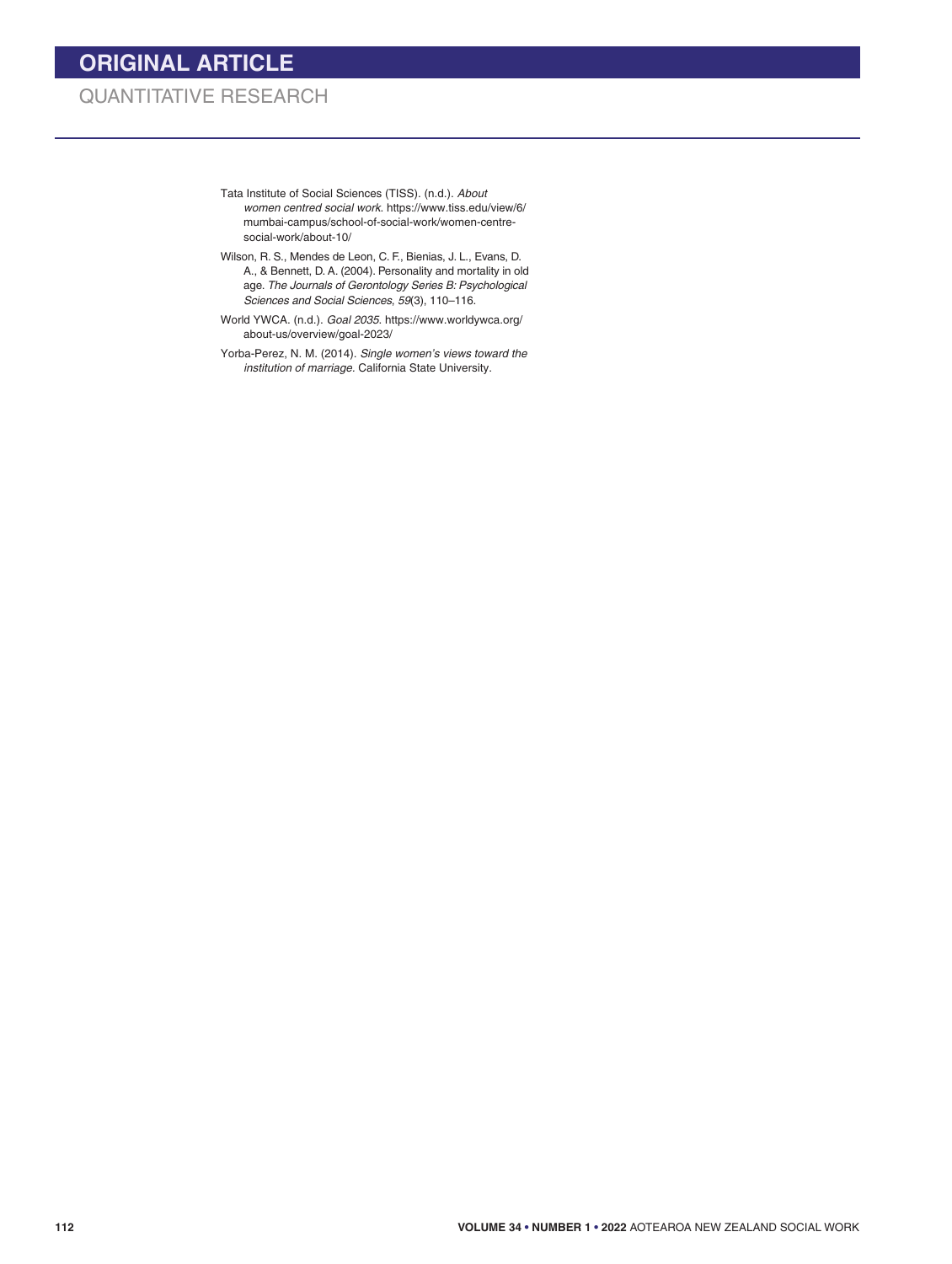Tata Institute of Social Sciences (TISS). (n.d.). *About women centred social work*. https://www.tiss.edu/view/6/mumbai-campus/school-of-social-work/women-centre-social-work/about-10/

Wilson, R. S., Mendes de Leon, C. F., Bienias, J. L., Evans, D. A., & Bennett, D. A. (2004). Personality and mortality in old age. *The Journals of Gerontology Series B: Psychological Sciences and Social Sciences*, *59*(3), 110–116.

World YWCA. (n.d.). *Goal 2035*. https://www.worldywca.org/about-us/overview/goal-2023/

Yorba-Perez, N. M. (2014). *Single women's views toward the institution of marriage*. California State University.